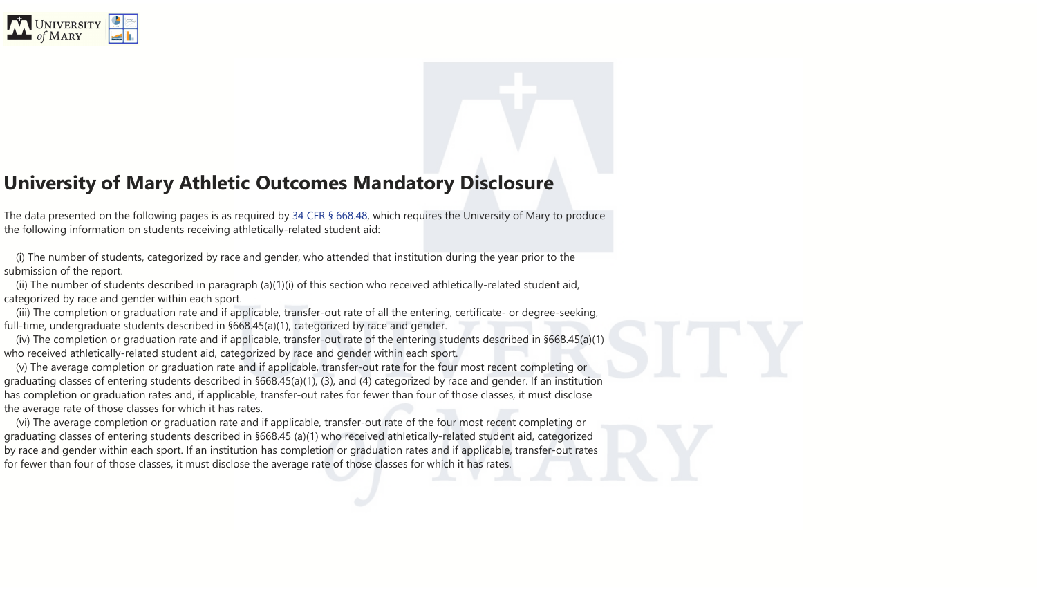# University of Mary Athletic Outcomes Mandatory Disclosure

The data presented on the following pages is as required by 34 CFR § 668.48, which requires the University of Mary to produce the following information on students receiving athletically-related student aid:

(i) The number of students, categorized by race and gender, who attended that institution during the year prior to the submission of the report.
(ii) The number of students described in paragraph (a)(1)(i) of this section who received athletically-related student aid, categorized by race and gender within each sport.
(iii) The completion or graduation rate and if applicable, transfer-out rate of all the entering, certificate- or degree-seeking, full-time, undergraduate students described in §668.45(a)(1), categorized by race and gender.
(iv) The completion or graduation rate and if applicable, transfer-out rate of the entering students described in §668.45(a)(1) who received athletically-related student aid, categorized by race and gender within each sport.
(v) The average completion or graduation rate and if applicable, transfer-out rate for the four most recent completing or graduating classes of entering students described in §668.45(a)(1), (3), and (4) categorized by race and gender. If an institution has completion or graduation rates and, if applicable, transfer-out rates for fewer than four of those classes, it must disclose the average rate of those classes for which it has rates.
(vi) The average completion or graduation rate and if applicable, transfer-out rate of the four most recent completing or graduating classes of entering students described in §668.45 (a)(1) who received athletically-related student aid, categorized by race and gender within each sport. If an institution has completion or graduation rates and if applicable, transfer-out rates for fewer than four of those classes, it must disclose the average rate of those classes for which it has rates.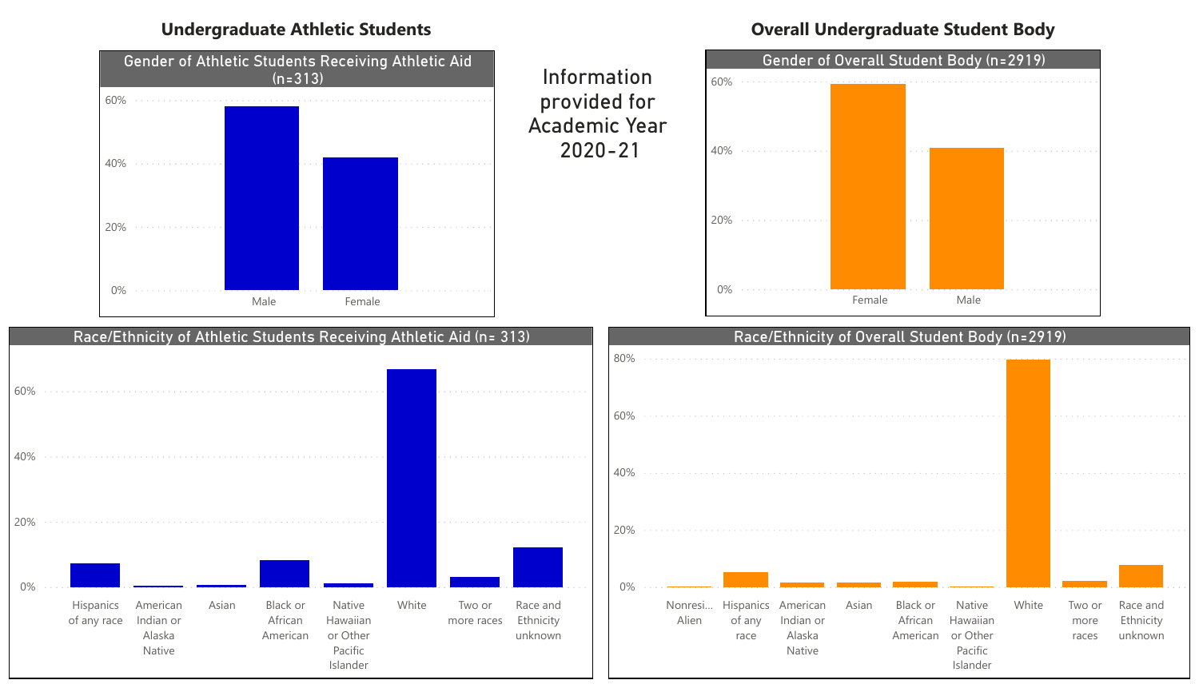## Undergraduate Athletic Students

## Overall Undergraduate Student Body

Information provided for Academic Year 2020-21

### Gender of Athletic Students Receiving Athletic Aid (n=313)

60%
40%
20%
0%

Male
Female

### Gender of Overall Student Body (n=2919)

60%
40%
20%
0%

Female
Male

### Race/Ethnicity of Athletic Students Receiving Athletic Aid (n= 313)

60%
40%
20%
0%

Hispanics of any race
American Indian or Alaska Native
Asian
Black or African American
Native Hawaiian or Other Pacific Islander
White
Two or more races
Race and Ethnicity unknown

### Race/Ethnicity of Overall Student Body (n=2919)

80%
60%
40%
20%
0%

Nonresi... Alien
Hispanics of any race
American Indian or Alaska Native
Asian
Black or African American
Native Hawaiian or Other Pacific Islander
White
Two or more races
Race and Ethnicity unknown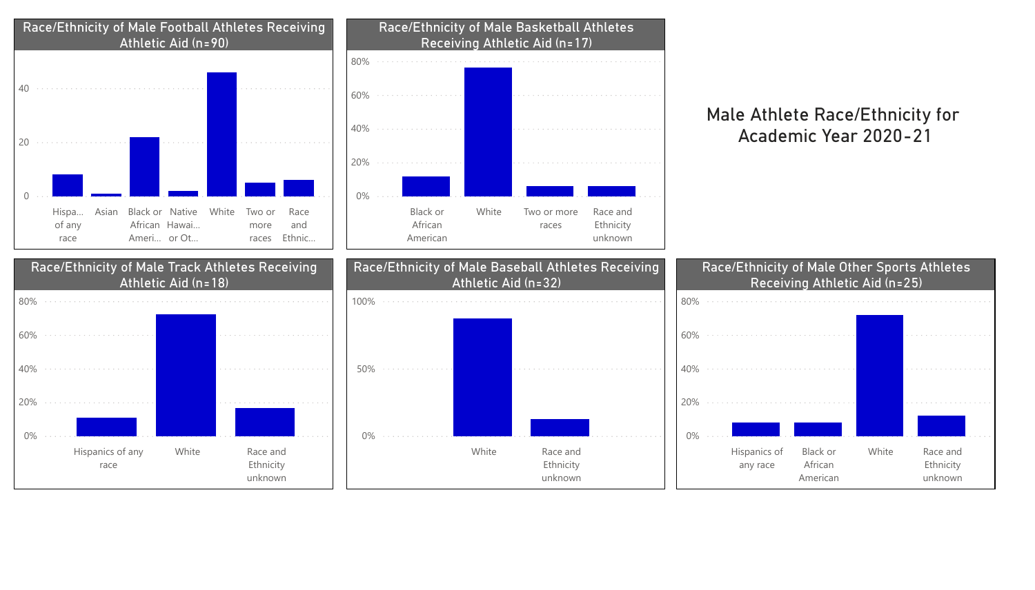# Male Athlete Race/Ethnicity for Academic Year 2020-21

## Race/Ethnicity of Male Football Athletes Receiving Athletic Aid (n=90)

Y-axis: 0, 20, 40

Categories: Hispa... of any race; Asian; Black or African Ameri...; Native Hawai... or Ot...; White; Two or more races; Race and Ethnic...

## Race/Ethnicity of Male Basketball Athletes Receiving Athletic Aid (n=17)

Y-axis: 0%, 20%, 40%, 60%, 80%

Categories: Black or African American; White; Two or more races; Race and Ethnicity unknown

## Race/Ethnicity of Male Track Athletes Receiving Athletic Aid (n=18)

Y-axis: 0%, 20%, 40%, 60%, 80%

Categories: Hispanics of any race; White; Race and Ethnicity unknown

## Race/Ethnicity of Male Baseball Athletes Receiving Athletic Aid (n=32)

Y-axis: 0%, 50%, 100%

Categories: White; Race and Ethnicity unknown

## Race/Ethnicity of Male Other Sports Athletes Receiving Athletic Aid (n=25)

Y-axis: 0%, 20%, 40%, 60%, 80%

Categories: Hispanics of any race; Black or African American; White; Race and Ethnicity unknown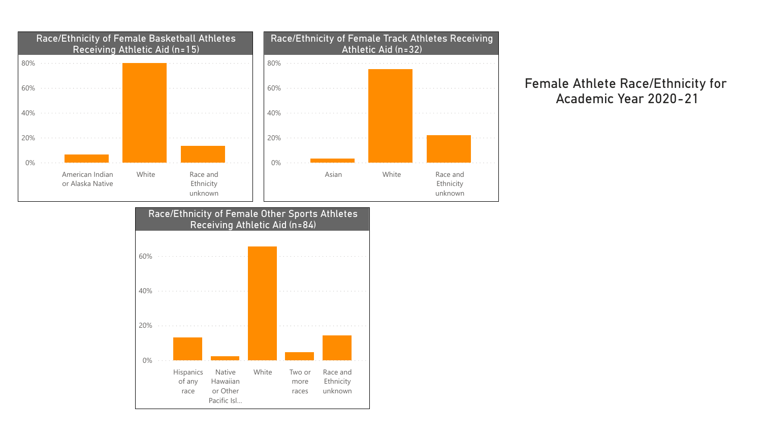# Female Athlete Race/Ethnicity for Academic Year 2020-21

## Race/Ethnicity of Female Basketball Athletes Receiving Athletic Aid (n=15)

80%
60%
40%
20%
0%

American Indian or Alaska Native | White | Race and Ethnicity unknown

## Race/Ethnicity of Female Track Athletes Receiving Athletic Aid (n=32)

80%
60%
40%
20%
0%

Asian | White | Race and Ethnicity unknown

## Race/Ethnicity of Female Other Sports Athletes Receiving Athletic Aid (n=84)

60%
40%
20%
0%

Hispanics of any race | Native Hawaiian or Other Pacific Isl... | White | Two or more races | Race and Ethnicity unknown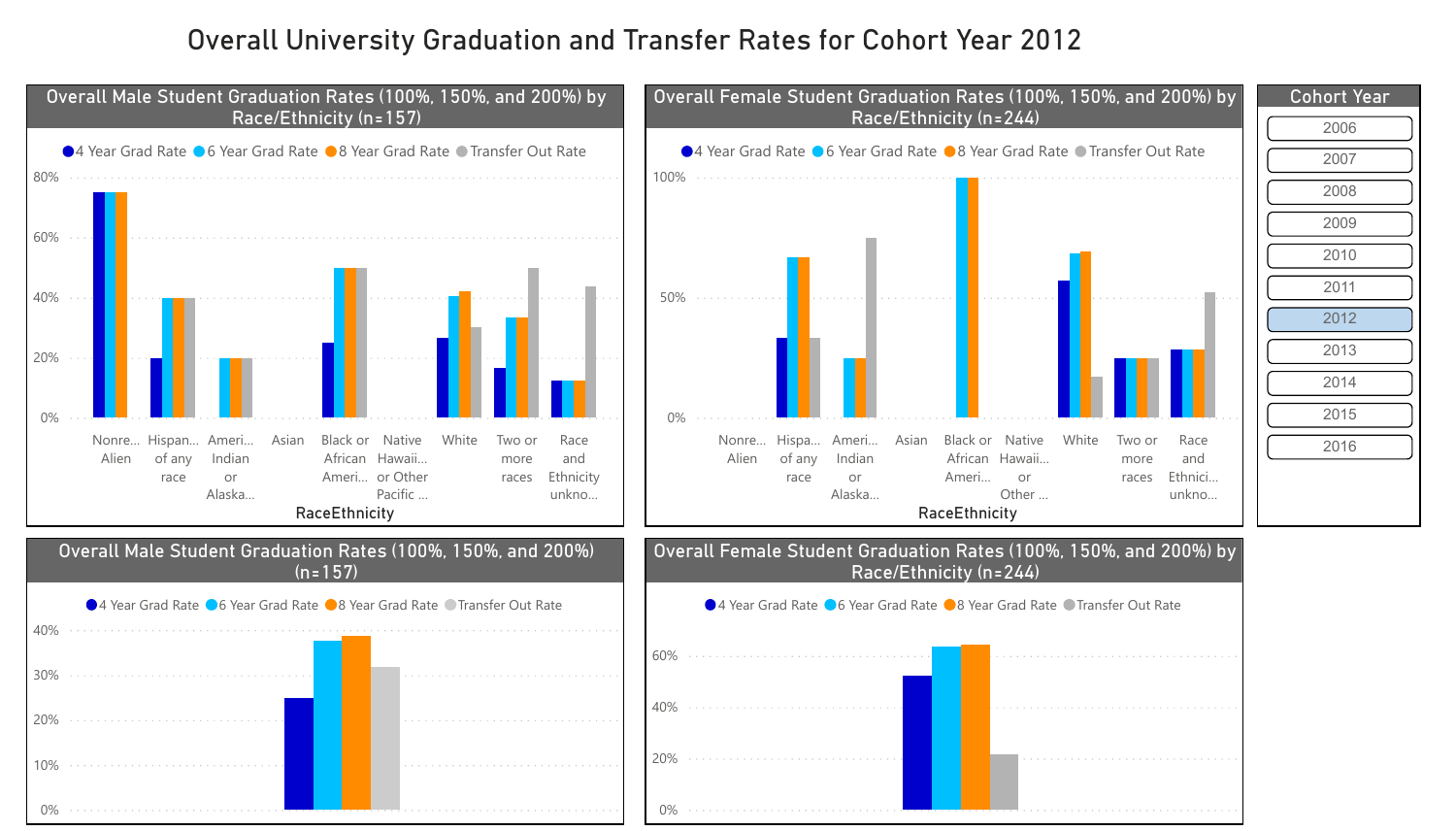# Overall University Graduation and Transfer Rates for Cohort Year 2012

## Overall Male Student Graduation Rates (100%, 150%, and 200%) by Race/Ethnicity (n=157)

Legend: 4 Year Grad Rate, 6 Year Grad Rate, 8 Year Grad Rate, Transfer Out Rate

Y-axis: 0%, 20%, 40%, 60%, 80%

X-axis (RaceEthnicity): Nonre... Alien; Hispan... of any race; Ameri... Indian or Alaska...; Asian; Black or African Ameri...; Native Hawaii... or Other Pacific ...; White; Two or more races; Race and Ethnicity unkno...

## Overall Female Student Graduation Rates (100%, 150%, and 200%) by Race/Ethnicity (n=244)

Legend: 4 Year Grad Rate, 6 Year Grad Rate, 8 Year Grad Rate, Transfer Out Rate

Y-axis: 0%, 50%, 100%

X-axis (RaceEthnicity): Nonre... Alien; Hispa... of any race; Ameri... Indian or Alaska...; Asian; Black or African Ameri...; Native Hawaii... or Other ...; White; Two or more races; Race and Ethnici... unkno...

## Cohort Year

2006, 2007, 2008, 2009, 2010, 2011, **2012**, 2013, 2014, 2015, 2016

## Overall Male Student Graduation Rates (100%, 150%, and 200%) (n=157)

Legend: 4 Year Grad Rate, 6 Year Grad Rate, 8 Year Grad Rate, Transfer Out Rate

Y-axis: 0%, 10%, 20%, 30%, 40%

## Overall Female Student Graduation Rates (100%, 150%, and 200%) by Race/Ethnicity (n=244)

Legend: 4 Year Grad Rate, 6 Year Grad Rate, 8 Year Grad Rate, Transfer Out Rate

Y-axis: 0%, 20%, 40%, 60%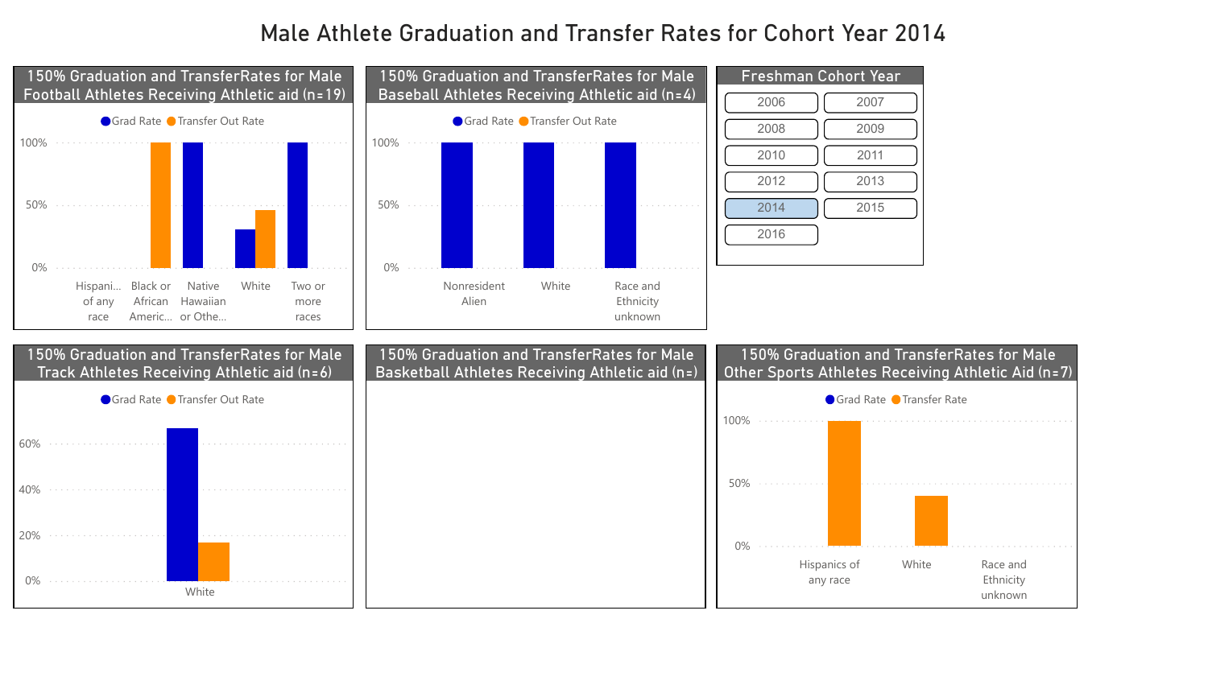# Male Athlete Graduation and Transfer Rates for Cohort Year 2014

## 150% Graduation and TransferRates for Male Football Athletes Receiving Athletic aid (n=19)

Grad Rate | Transfer Out Rate

100%
50%
0%

Hispani... of any race | Black or African Americ... | Native Hawaiian or Othe... | White | Two or more races

## 150% Graduation and TransferRates for Male Baseball Athletes Receiving Athletic aid (n=4)

Grad Rate | Transfer Out Rate

100%
50%
0%

Nonresident Alien | White | Race and Ethnicity unknown

## Freshman Cohort Year

| | |
|---|---|
| 2006 | 2007 |
| 2008 | 2009 |
| 2010 | 2011 |
| 2012 | 2013 |
| 2014 | 2015 |
| 2016 | |

## 150% Graduation and TransferRates for Male Track Athletes Receiving Athletic aid (n=6)

Grad Rate | Transfer Out Rate

60%
40%
20%
0%

White

## 150% Graduation and TransferRates for Male Basketball Athletes Receiving Athletic aid (n=)

## 150% Graduation and TransferRates for Male Other Sports Athletes Receiving Athletic Aid (n=7)

Grad Rate | Transfer Rate

100%
50%
0%

Hispanics of any race | White | Race and Ethnicity unknown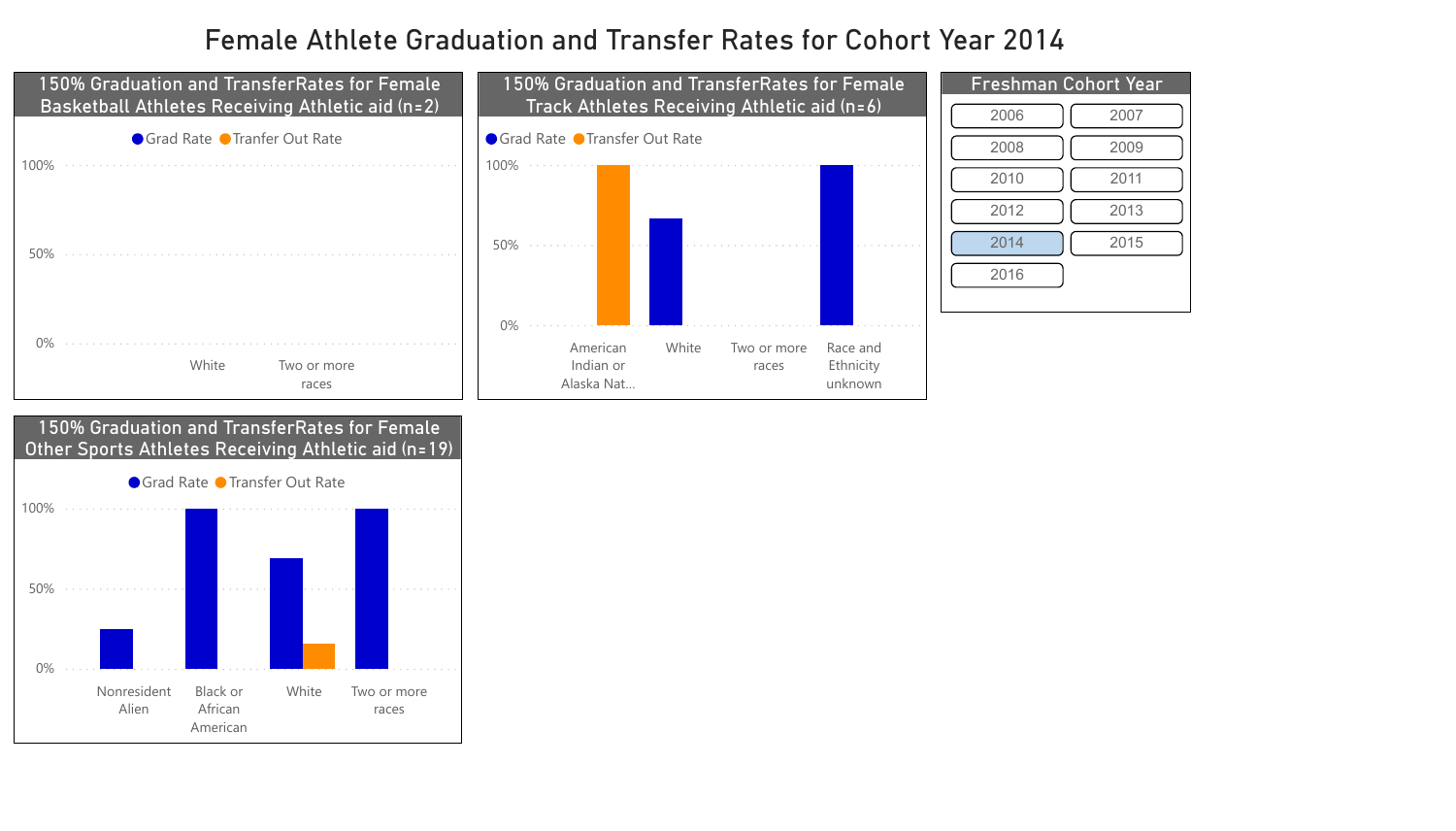# Female Athlete Graduation and Transfer Rates for Cohort Year 2014

## 150% Graduation and TransferRates for Female Basketball Athletes Receiving Athletic aid (n=2)

Grad Rate  Tranfer Out Rate

100%
50%
0%

White
Two or more races

## 150% Graduation and TransferRates for Female Track Athletes Receiving Athletic aid (n=6)

Grad Rate  Transfer Out Rate

100%
50%
0%

American Indian or Alaska Nat...
White
Two or more races
Race and Ethnicity unknown

## Freshman Cohort Year

2006
2007
2008
2009
2010
2011
2012
2013
2014
2015
2016

## 150% Graduation and TransferRates for Female Other Sports Athletes Receiving Athletic aid (n=19)

Grad Rate  Transfer Out Rate

100%
50%
0%

Nonresident Alien
Black or African American
White
Two or more races